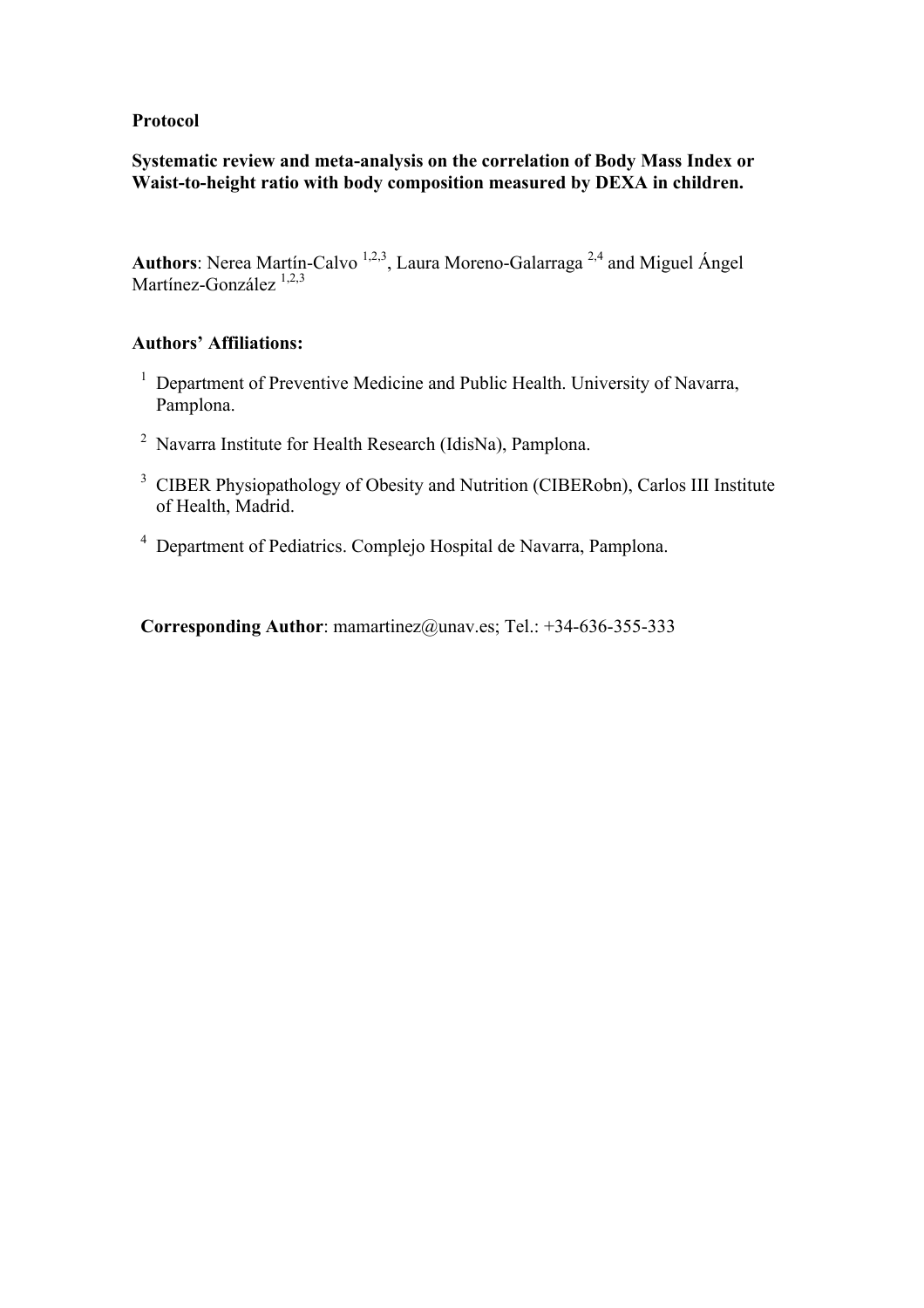**Protocol**

**Systematic review and meta-analysis on the correlation of Body Mass Index or Waist-to-height ratio with body composition measured by DEXA in children.**

**Authors**: Nerea Martín-Calvo [1,2,3], Laura Moreno-Galarraga [2,4] and Miguel Ángel Martínez-González [1,2,3]

**Authors' Affiliations:**

[1] Department of Preventive Medicine and Public Health. University of Navarra, Pamplona.

[2] Navarra Institute for Health Research (IdisNa), Pamplona.

[3] CIBER Physiopathology of Obesity and Nutrition (CIBERobn), Carlos III Institute of Health, Madrid.

[4] Department of Pediatrics. Complejo Hospital de Navarra, Pamplona.

**Corresponding Author**: mamartinez@unav.es; Tel.: +34-636-355-333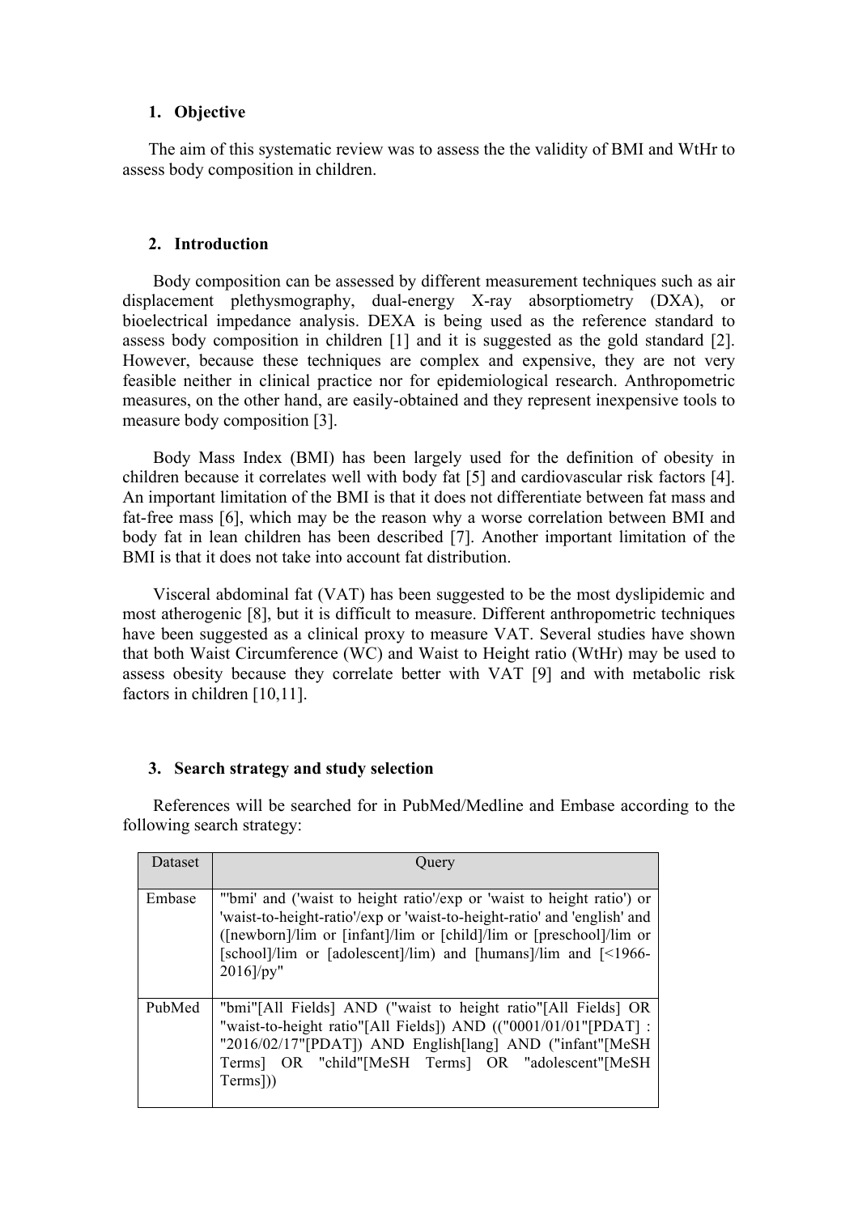## 1. Objective

The aim of this systematic review was to assess the the validity of BMI and WtHr to assess body composition in children.

## 2. Introduction

Body composition can be assessed by different measurement techniques such as air displacement plethysmography, dual-energy X-ray absorptiometry (DXA), or bioelectrical impedance analysis. DEXA is being used as the reference standard to assess body composition in children [1] and it is suggested as the gold standard [2]. However, because these techniques are complex and expensive, they are not very feasible neither in clinical practice nor for epidemiological research. Anthropometric measures, on the other hand, are easily-obtained and they represent inexpensive tools to measure body composition [3].

Body Mass Index (BMI) has been largely used for the definition of obesity in children because it correlates well with body fat [5] and cardiovascular risk factors [4]. An important limitation of the BMI is that it does not differentiate between fat mass and fat-free mass [6], which may be the reason why a worse correlation between BMI and body fat in lean children has been described [7]. Another important limitation of the BMI is that it does not take into account fat distribution.

Visceral abdominal fat (VAT) has been suggested to be the most dyslipidemic and most atherogenic [8], but it is difficult to measure. Different anthropometric techniques have been suggested as a clinical proxy to measure VAT. Several studies have shown that both Waist Circumference (WC) and Waist to Height ratio (WtHr) may be used to assess obesity because they correlate better with VAT [9] and with metabolic risk factors in children [10,11].

## 3. Search strategy and study selection

References will be searched for in PubMed/Medline and Embase according to the following search strategy:

| Dataset | Query |
|---|---|
| Embase | "'bmi' and ('waist to height ratio'/exp or 'waist to height ratio') or 'waist-to-height-ratio'/exp or 'waist-to-height-ratio' and 'english' and ([newborn]/lim or [infant]/lim or [child]/lim or [preschool]/lim or [school]/lim or [adolescent]/lim) and [humans]/lim and [<1966-2016]/py" |
| PubMed | "bmi"[All Fields] AND ("waist to height ratio"[All Fields] OR "waist-to-height ratio"[All Fields]) AND (("0001/01/01"[PDAT] : "2016/02/17"[PDAT]) AND English[lang] AND ("infant"[MeSH Terms] OR "child"[MeSH Terms] OR "adolescent"[MeSH Terms])) |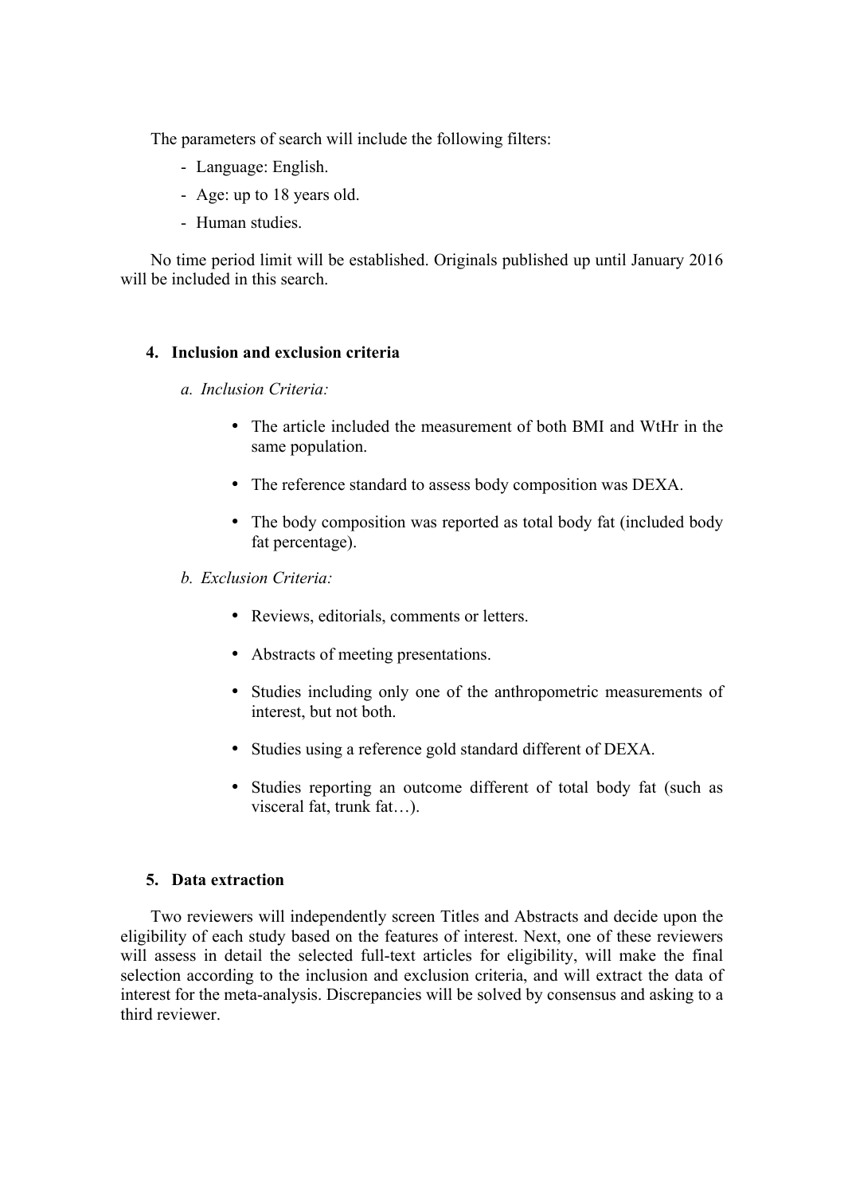The parameters of search will include the following filters:

- Language: English.
- Age: up to 18 years old.
- Human studies.

No time period limit will be established. Originals published up until January 2016 will be included in this search.

## 4. Inclusion and exclusion criteria

*a. Inclusion Criteria:*

- The article included the measurement of both BMI and WtHr in the same population.
- The reference standard to assess body composition was DEXA.
- The body composition was reported as total body fat (included body fat percentage).

*b. Exclusion Criteria:*

- Reviews, editorials, comments or letters.
- Abstracts of meeting presentations.
- Studies including only one of the anthropometric measurements of interest, but not both.
- Studies using a reference gold standard different of DEXA.
- Studies reporting an outcome different of total body fat (such as visceral fat, trunk fat…).

## 5. Data extraction

Two reviewers will independently screen Titles and Abstracts and decide upon the eligibility of each study based on the features of interest. Next, one of these reviewers will assess in detail the selected full-text articles for eligibility, will make the final selection according to the inclusion and exclusion criteria, and will extract the data of interest for the meta-analysis. Discrepancies will be solved by consensus and asking to a third reviewer.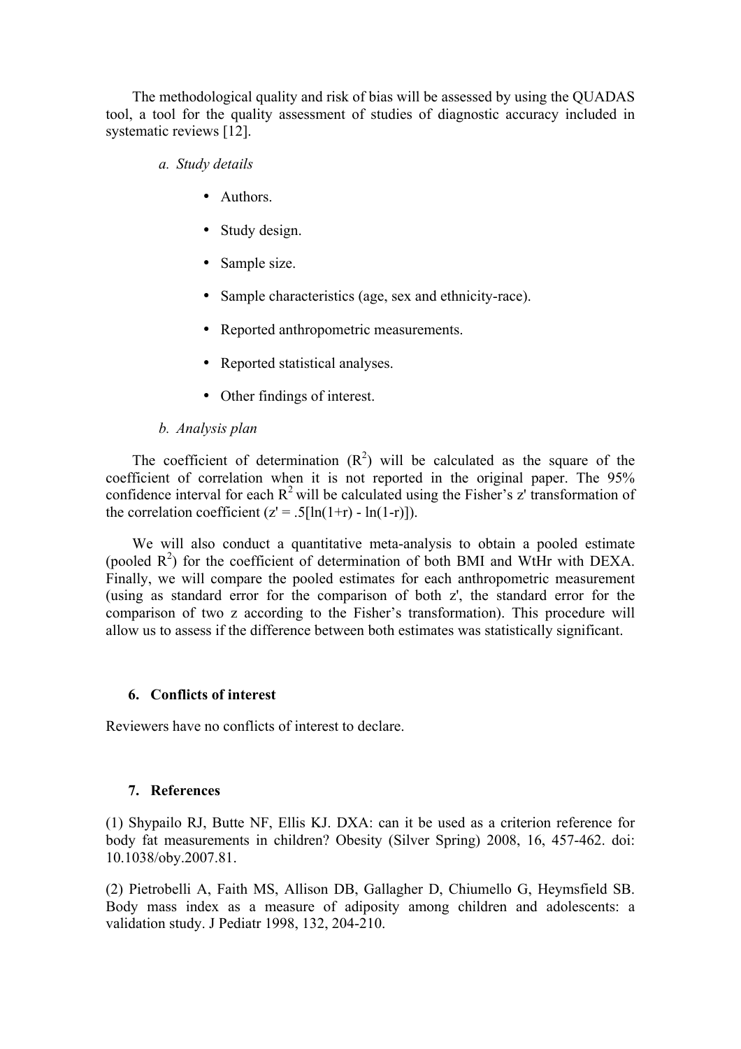The methodological quality and risk of bias will be assessed by using the QUADAS tool, a tool for the quality assessment of studies of diagnostic accuracy included in systematic reviews [12].

*a. Study details*

- Authors.
- Study design.
- Sample size.
- Sample characteristics (age, sex and ethnicity-race).
- Reported anthropometric measurements.
- Reported statistical analyses.
- Other findings of interest.

*b. Analysis plan*

The coefficient of determination ($R^2$) will be calculated as the square of the coefficient of correlation when it is not reported in the original paper. The 95% confidence interval for each $R^2$ will be calculated using the Fisher's z' transformation of the correlation coefficient ($z' = .5[\ln(1+r) - \ln(1-r)]$).

We will also conduct a quantitative meta-analysis to obtain a pooled estimate (pooled $R^2$) for the coefficient of determination of both BMI and WtHr with DEXA. Finally, we will compare the pooled estimates for each anthropometric measurement (using as standard error for the comparison of both z', the standard error for the comparison of two z according to the Fisher's transformation). This procedure will allow us to assess if the difference between both estimates was statistically significant.

## 6. Conflicts of interest

Reviewers have no conflicts of interest to declare.

## 7. References

(1) Shypailo RJ, Butte NF, Ellis KJ. DXA: can it be used as a criterion reference for body fat measurements in children? Obesity (Silver Spring) 2008, 16, 457-462. doi: 10.1038/oby.2007.81.

(2) Pietrobelli A, Faith MS, Allison DB, Gallagher D, Chiumello G, Heymsfield SB. Body mass index as a measure of adiposity among children and adolescents: a validation study. J Pediatr 1998, 132, 204-210.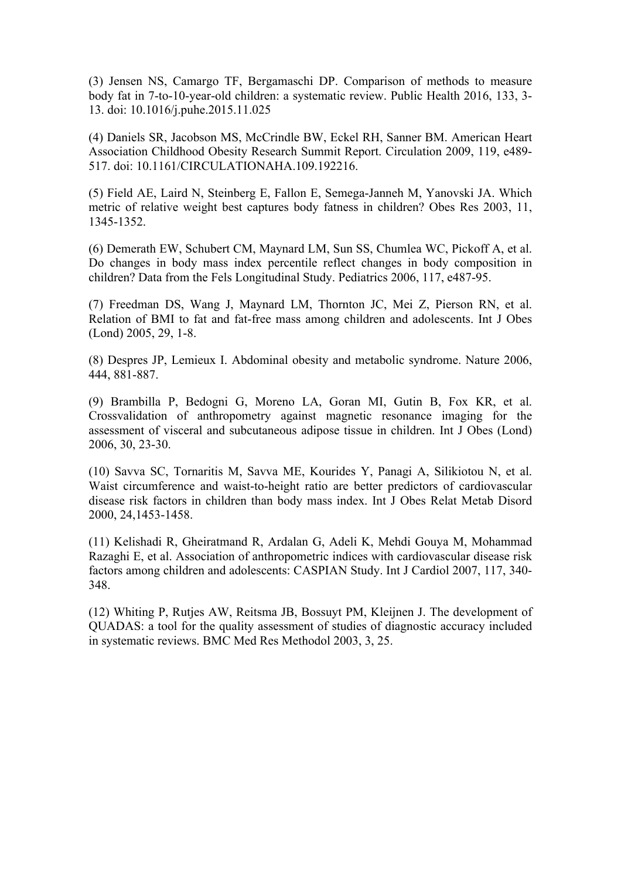(3) Jensen NS, Camargo TF, Bergamaschi DP. Comparison of methods to measure body fat in 7-to-10-year-old children: a systematic review. Public Health 2016, 133, 3-13. doi: 10.1016/j.puhe.2015.11.025

(4) Daniels SR, Jacobson MS, McCrindle BW, Eckel RH, Sanner BM. American Heart Association Childhood Obesity Research Summit Report. Circulation 2009, 119, e489-517. doi: 10.1161/CIRCULATIONAHA.109.192216.

(5) Field AE, Laird N, Steinberg E, Fallon E, Semega-Janneh M, Yanovski JA. Which metric of relative weight best captures body fatness in children? Obes Res 2003, 11, 1345-1352.

(6) Demerath EW, Schubert CM, Maynard LM, Sun SS, Chumlea WC, Pickoff A, et al. Do changes in body mass index percentile reflect changes in body composition in children? Data from the Fels Longitudinal Study. Pediatrics 2006, 117, e487-95.

(7) Freedman DS, Wang J, Maynard LM, Thornton JC, Mei Z, Pierson RN, et al. Relation of BMI to fat and fat-free mass among children and adolescents. Int J Obes (Lond) 2005, 29, 1-8.

(8) Despres JP, Lemieux I. Abdominal obesity and metabolic syndrome. Nature 2006, 444, 881-887.

(9) Brambilla P, Bedogni G, Moreno LA, Goran MI, Gutin B, Fox KR, et al. Crossvalidation of anthropometry against magnetic resonance imaging for the assessment of visceral and subcutaneous adipose tissue in children. Int J Obes (Lond) 2006, 30, 23-30.

(10) Savva SC, Tornaritis M, Savva ME, Kourides Y, Panagi A, Silikiotou N, et al. Waist circumference and waist-to-height ratio are better predictors of cardiovascular disease risk factors in children than body mass index. Int J Obes Relat Metab Disord 2000, 24,1453-1458.

(11) Kelishadi R, Gheiratmand R, Ardalan G, Adeli K, Mehdi Gouya M, Mohammad Razaghi E, et al. Association of anthropometric indices with cardiovascular disease risk factors among children and adolescents: CASPIAN Study. Int J Cardiol 2007, 117, 340-348.

(12) Whiting P, Rutjes AW, Reitsma JB, Bossuyt PM, Kleijnen J. The development of QUADAS: a tool for the quality assessment of studies of diagnostic accuracy included in systematic reviews. BMC Med Res Methodol 2003, 3, 25.